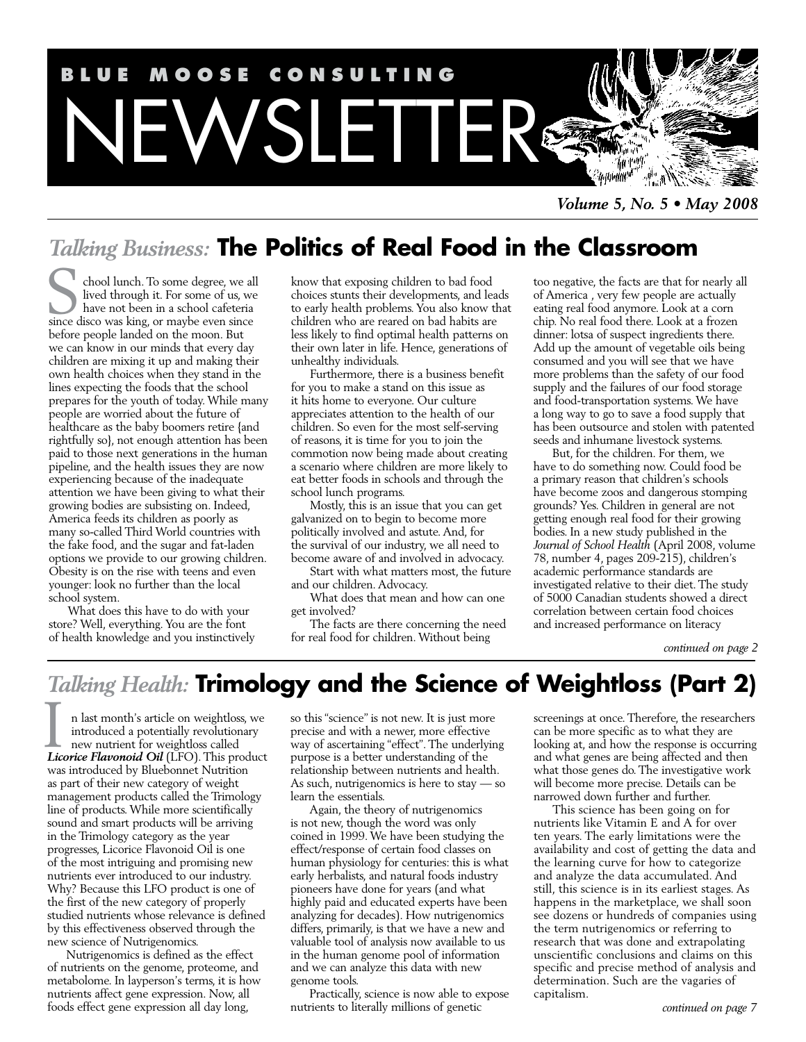# BLUE MOOSE CONSULTING NEWSLETTER

*Volume 5, No. 5 • May 2008*

## *Talking Business:* The Politics of Real Food in the Classroom

School lunch. To some degree, we all lived through it. For some of us, we have not been in a school cafeteria since disco was king, or maybe even since before people landed on the moon. But we can know in our minds that every day children are mixing it up and making their own health choices when they stand in the lines expecting the foods that the school prepares for the youth of today. While many people are worried about the future of healthcare as the baby boomers retire {and rightfully so}, not enough attention has been paid to those next generations in the human pipeline, and the health issues they are now experiencing because of the inadequate attention we have been giving to what their growing bodies are subsisting on. Indeed, America feeds its children as poorly as many so-called Third World countries with the fake food, and the sugar and fat-laden options we provide to our growing children. Obesity is on the rise with teens and even younger: look no further than the local school system.

What does this have to do with your store? Well, everything. You are the font of health knowledge and you instinctively know that exposing children to bad food choices stunts their developments, and leads to early health problems. You also know that children who are reared on bad habits are less likely to find optimal health patterns on their own later in life. Hence, generations of unhealthy individuals.

Furthermore, there is a business benefit for you to make a stand on this issue as it hits home to everyone. Our culture appreciates attention to the health of our children. So even for the most self-serving of reasons, it is time for you to join the commotion now being made about creating a scenario where children are more likely to eat better foods in schools and through the school lunch programs.

Mostly, this is an issue that you can get galvanized on to begin to become more politically involved and astute. And, for the survival of our industry, we all need to become aware of and involved in advocacy.

Start with what matters most, the future and our children. Advocacy.

What does that mean and how can one get involved?

The facts are there concerning the need for real food for children. Without being too negative, the facts are that for nearly all of America , very few people are actually eating real food anymore. Look at a corn chip. No real food there. Look at a frozen dinner: lotsa of suspect ingredients there. Add up the amount of vegetable oils being consumed and you will see that we have more problems than the safety of our food supply and the failures of our food storage and food-transportation systems. We have a long way to go to save a food supply that has been outsource and stolen with patented seeds and inhumane livestock systems.

But, for the children. For them, we have to do something now. Could food be a primary reason that children's schools have become zoos and dangerous stomping grounds? Yes. Children in general are not getting enough real food for their growing bodies. In a new study published in the *Journal of School Health* (April 2008, volume 78, number 4, pages 209-215), children's academic performance standards are investigated relative to their diet. The study of 5000 Canadian students showed a direct correlation between certain food choices and increased performance on literacy

*continued on page 2*

## *Talking Health:* Trimology and the Science of Weightloss (Part 2)

In last month's article on weightloss, we introduced a potentially revolutionary new nutrient for weightloss called ***Licorice Flavonoid Oil*** (LFO). This product was introduced by Bluebonnet Nutrition as part of their new category of weight management products called the Trimology line of products. While more scientifically sound and smart products will be arriving in the Trimology category as the year progresses, Licorice Flavonoid Oil is one of the most intriguing and promising new nutrients ever introduced to our industry. Why? Because this LFO product is one of the first of the new category of properly studied nutrients whose relevance is defined by this effectiveness observed through the new science of Nutrigenomics.

Nutrigenomics is defined as the effect of nutrients on the genome, proteome, and metabolome. In layperson's terms, it is how nutrients affect gene expression. Now, all foods effect gene expression all day long, so this "science" is not new. It is just more precise and with a newer, more effective way of ascertaining "effect". The underlying purpose is a better understanding of the relationship between nutrients and health. As such, nutrigenomics is here to stay — so learn the essentials.

Again, the theory of nutrigenomics is not new, though the word was only coined in 1999. We have been studying the effect/response of certain food classes on human physiology for centuries: this is what early herbalists, and natural foods industry pioneers have done for years (and what highly paid and educated experts have been analyzing for decades). How nutrigenomics differs, primarily, is that we have a new and valuable tool of analysis now available to us in the human genome pool of information and we can analyze this data with new genome tools.

Practically, science is now able to expose nutrients to literally millions of genetic screenings at once. Therefore, the researchers can be more specific as to what they are looking at, and how the response is occurring and what genes are being affected and then what those genes do. The investigative work will become more precise. Details can be narrowed down further and further.

This science has been going on for nutrients like Vitamin E and A for over ten years. The early limitations were the availability and cost of getting the data and the learning curve for how to categorize and analyze the data accumulated. And still, this science is in its earliest stages. As happens in the marketplace, we shall soon see dozens or hundreds of companies using the term nutrigenomics or referring to research that was done and extrapolating unscientific conclusions and claims on this specific and precise method of analysis and determination. Such are the vagaries of capitalism.

*continued on page 7*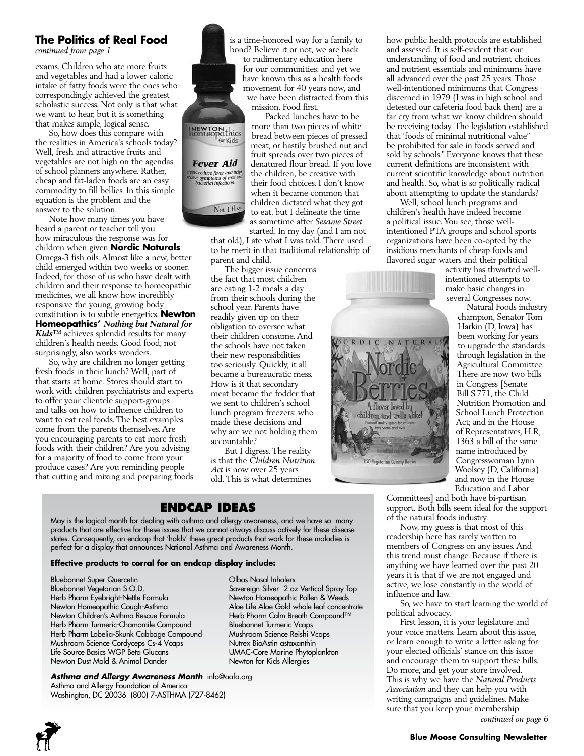## The Politics of Real Food

*continued from page 1*

exams. Children who ate more fruits and vegetables and had a lower caloric intake of fatty foods were the ones who correspondingly achieved the greatest scholastic success. Not only is that what we want to hear, but it is something that makes simple, logical sense.

So, how does this compare with the realities in America's schools today? Well, fresh and attractive fruits and vegetables are not high on the agendas of school planners anywhere. Rather, cheap and fat-laden foods are an easy commodity to fill bellies. In this simple equation is the problem and the answer to the solution.

Note how many times you have heard a parent or teacher tell you how miraculous the response was for children when given **Nordic Naturals** Omega-3 fish oils. Almost like a new, better child emerged within two weeks or sooner. Indeed, for those of us who have dealt with children and their response to homeopathic medicines, we all know how incredibly responsive the young, growing body constitution is to subtle energetics. **Newton Homeopathics'** ***Nothing but Natural for Kids***™ achieves splendid results for many children's health needs. Good food, not surprisingly, also works wonders.

So, why are children no longer getting fresh foods in their lunch? Well, part of that starts at home. Stores should start to work with children psychiatrists and experts to offer your clientele support-groups and talks on how to influence children to want to eat real foods. The best examples come from the parents themselves. Are you encouraging parents to eat more fresh foods with their children? Are you advising for a majority of food to come from your produce cases? Are you reminding people that cutting and mixing and preparing foods is a time-honored way for a family to bond? Believe it or not, we are back to rudimentary education here for our communities: and yet we have known this as a health foods movement for 40 years now, and we have been distracted from this mission. Food first.

Packed lunches have to be more than two pieces of white bread between pieces of pressed meat, or hastily brushed nut and fruit spreads over two pieces of denatured flour bread. If you love the children, be creative with their food choices. I don't know when it became common that children dictated what they got to eat, but I delineate the time as sometime after *Sesame Street* started. In my day (and I am not that old), I ate what I was told. There used to be merit in that traditional relationship of parent and child.

The bigger issue concerns the fact that most children are eating 1-2 meals a day from their schools during the school year. Parents have readily given up on their obligation to oversee what their children consume. And the schools have not taken their new responsibilities too seriously. Quickly, it all became a bureaucratic mess. How is it that secondary meat became the fodder that we sent to children's school lunch program freezers: who made these decisions and why are we not holding them accountable?

But I digress. The reality is that the C*hildren Nutrition Act* is now over 25 years old. This is what determines how public health protocols are established and assessed. It is self-evident that our understanding of food and nutrient choices and nutrient essentials and minimums have all advanced over the past 25 years. Those well-intentioned minimums that Congress discerned in 1979 (I was in high school and detested our cafeteria food back then) are a far cry from what we know children should be receiving today. The legislation established that 'foods of minimal nutritional value" be prohibited for sale in foods served and sold by schools." Everyone knows that these current definitions are inconsistent with current scientific knowledge about nutrition and health. So, what is so politically radical about attempting to update the standards?

Well, school lunch programs and children's health have indeed become a political issue. You see, those well-intentioned PTA groups and school sports organizations have been co-opted by the insidious merchants of cheap foods and flavored sugar waters and their political activity has thwarted well-intentioned attempts to make basic changes in several Congresses now.

Natural Foods industry champion, Senator Tom Harkin (D, Iowa) has been working for years to upgrade the standards through legislation in the Agricultural Committee. There are now two bills in Congress [Senate Bill S.771, the Child Nutrition Promotion and School Lunch Protection Act; and in the House of Representatives, H.R, 1363 a bill of the same name introduced by Congresswoman Lynn Woolsey (D, California) and now in the House Education and Labor Committees] and both have bi-partisan support. Both bills seem ideal for the support of the natural foods industry.

Now, my guess is that most of this readership here has rarely written to members of Congress on any issues. And this trend must change. Because if there is anything we have learned over the past 20 years it is that if we are not engaged and active, we lose constantly in the world of influence and law.

So, we have to start learning the world of political advocacy.

First lesson, it is your legislature and your voice matters. Learn about this issue, or learn enough to write a letter asking for your elected officials' stance on this issue and encourage them to support these bills. Do more, and get your store involved. This is why we have the *Natural Products Association* and they can help you with writing campaigns and guidelines. Make sure that you keep your membership

*continued on page 6*

## ENDCAP IDEAS

May is the logical month for dealing with asthma and allergy awareness, and we have so many products that are effective for these issues that we cannot always discuss actively for these disease states. Consequently, an endcap that 'holds' these great products that work for these maladies is perfect for a display that announces National Asthma and Awareness Month.

**Effective products to corral for an endcap display include:**

- Bluebonnet Super Quercetin
- Bluebonnet Vegetarian S.O.D.
- Herb Pharm Eyebright-Nettle Formula
- Newton Homeopathic Cough-Asthma
- Newton Children's Asthma Rescue Formula
- Herb Pharm Turmeric-Chamomile Compound
- Herb Pharm Lobelia-Skunk Cabbage Compound
- Mushroom Science Cordyceps Cs-4 Vcaps
- Life Source Basics WGP Beta Glucans
- Newton Dust Mold & Animal Dander
- Olbas Nasal Inhalers
- Sovereign Silver 2 oz Vertical Spray Top
- Newton Homeopathic Pollen & Weeds
- Aloe Life Aloe Gold whole leaf concentrate
- Herb Pharm Calm Breath Compound™
- Bluebonnet Turmeric Vcaps
- Mushroom Science Reishi Vcaps
- Nutrex BioAstin astaxanthin
- UMAC-Core Marine Phytoplankton
- Newton for Kids Allergies

***Asthma and Allergy Awareness Month*** info@aafa.org
Asthma and Allergy Foundation of America
Washington, DC 20036 (800) 7-ASTHMA (727-8462)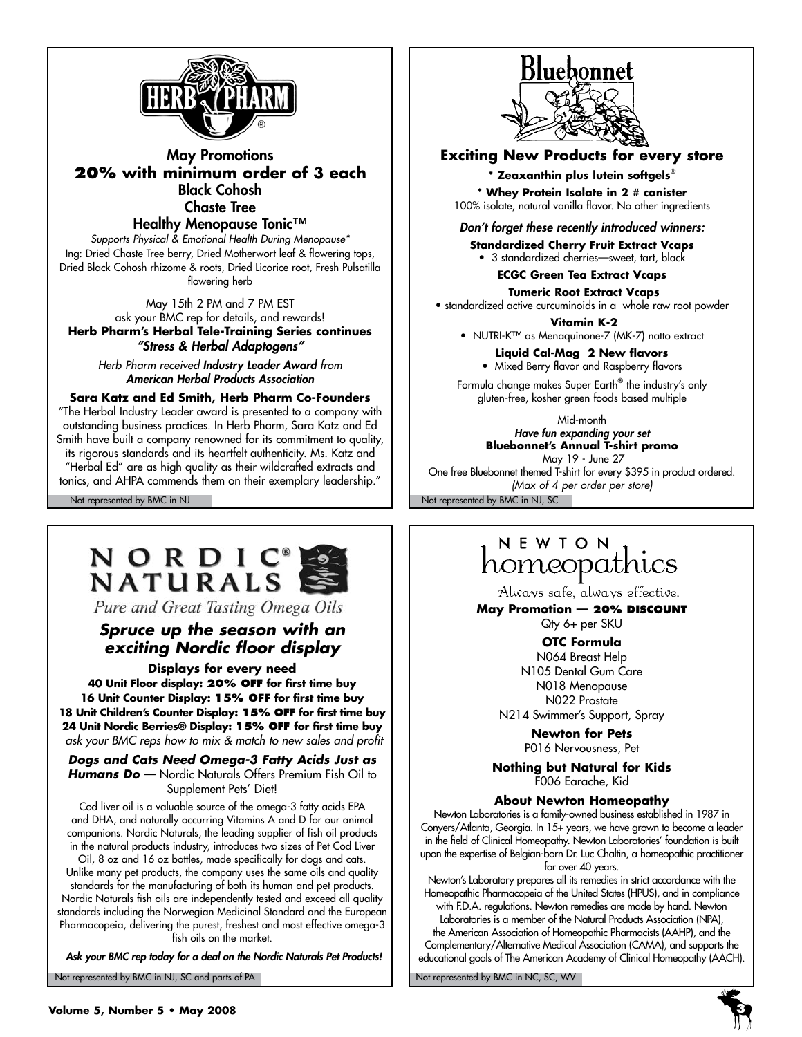## HERB PHARM

### May Promotions

**20% with minimum order of 3 each**

Black Cohosh

Chaste Tree

Healthy Menopause Tonic™

*Supports Physical & Emotional Health During Menopause**

Ing: Dried Chaste Tree berry, Dried Motherwort leaf & flowering tops, Dried Black Cohosh rhizome & roots, Dried Licorice root, Fresh Pulsatilla flowering herb

May 15th 2 PM and 7 PM EST
ask your BMC rep for details, and rewards!

**Herb Pharm's Herbal Tele-Training Series continues**
***"Stress & Herbal Adaptogens"***

*Herb Pharm received* ***Industry Leader Award*** *from*
***American Herbal Products Association***

**Sara Katz and Ed Smith, Herb Pharm Co-Founders**

"The Herbal Industry Leader award is presented to a company with outstanding business practices. In Herb Pharm, Sara Katz and Ed Smith have built a company renowned for its commitment to quality, its rigorous standards and its heartfelt authenticity. Ms. Katz and "Herbal Ed" are as high quality as their wildcrafted extracts and tonics, and AHPA commends them on their exemplary leadership."

Not represented by BMC in NJ

## Bluebonnet

### Exciting New Products for every store

**\* Zeaxanthin plus lutein softgels®**

**\* Whey Protein Isolate in 2 # canister**

100% isolate, natural vanilla flavor. No other ingredients

***Don't forget these recently introduced winners:***

**Standardized Cherry Fruit Extract Vcaps**

- 3 standardized cherries—sweet, tart, black

**ECGC Green Tea Extract Vcaps**

**Tumeric Root Extract Vcaps**

- standardized active curcuminoids in a whole raw root powder

**Vitamin K-2**

- NUTRI-K™ as Menaquinone-7 (MK-7) natto extract

**Liquid Cal-Mag 2 New flavors**

- Mixed Berry flavor and Raspberry flavors

Formula change makes Super Earth® the industry's only gluten-free, kosher green foods based multiple

Mid-month

***Have fun expanding your set***

**Bluebonnet's Annual T-shirt promo**

May 19 - June 27

One free Bluebonnet themed T-shirt for every $395 in product ordered.

*(Max of 4 per order per store)*

Not represented by BMC in NJ, SC

## NORDIC® NATURALS

*Pure and Great Tasting Omega Oils*

### *Spruce up the season with an exciting Nordic floor display*

**Displays for every need**

**40 Unit Floor display: 20% OFF for first time buy**
**16 Unit Counter Display: 15% OFF for first time buy**
**18 Unit Children's Counter Display: 15% OFF for first time buy**
**24 Unit Nordic Berries® Display: 15% OFF for first time buy**

*ask your BMC reps how to mix & match to new sales and profit*

***Dogs and Cats Need Omega-3 Fatty Acids Just as Humans Do*** — Nordic Naturals Offers Premium Fish Oil to Supplement Pets' Diet!

Cod liver oil is a valuable source of the omega-3 fatty acids EPA and DHA, and naturally occurring Vitamins A and D for our animal companions. Nordic Naturals, the leading supplier of fish oil products in the natural products industry, introduces two sizes of Pet Cod Liver Oil, 8 oz and 16 oz bottles, made specifically for dogs and cats. Unlike many pet products, the company uses the same oils and quality standards for the manufacturing of both its human and pet products. Nordic Naturals fish oils are independently tested and exceed all quality standards including the Norwegian Medicinal Standard and the European Pharmacopeia, delivering the purest, freshest and most effective omega-3 fish oils on the market.

***Ask your BMC rep today for a deal on the Nordic Naturals Pet Products!***

Not represented by BMC in NJ, SC and parts of PA

## NEWTON homeopathics

*Always safe, always effective.*

**May Promotion — 20% DISCOUNT**

Qty 6+ per SKU

**OTC Formula**

N064 Breast Help
N105 Dental Gum Care
N018 Menopause
N022 Prostate
N214 Swimmer's Support, Spray

**Newton for Pets**

P016 Nervousness, Pet

**Nothing but Natural for Kids**

F006 Earache, Kid

**About Newton Homeopathy**

Newton Laboratories is a family-owned business established in 1987 in Conyers/Atlanta, Georgia. In 15+ years, we have grown to become a leader in the field of Clinical Homeopathy. Newton Laboratories' foundation is built upon the expertise of Belgian-born Dr. Luc Chaltin, a homeopathic practitioner for over 40 years.

Newton's Laboratory prepares all its remedies in strict accordance with the Homeopathic Pharmacopeia of the United States (HPUS), and in compliance with F.D.A. regulations. Newton remedies are made by hand. Newton Laboratories is a member of the Natural Products Association (NPA), the American Association of Homeopathic Pharmacists (AAHP), and the Complementary/Alternative Medical Association (CAMA), and supports the educational goals of The American Academy of Clinical Homeopathy (AACH).

Not represented by BMC in NC, SC, WV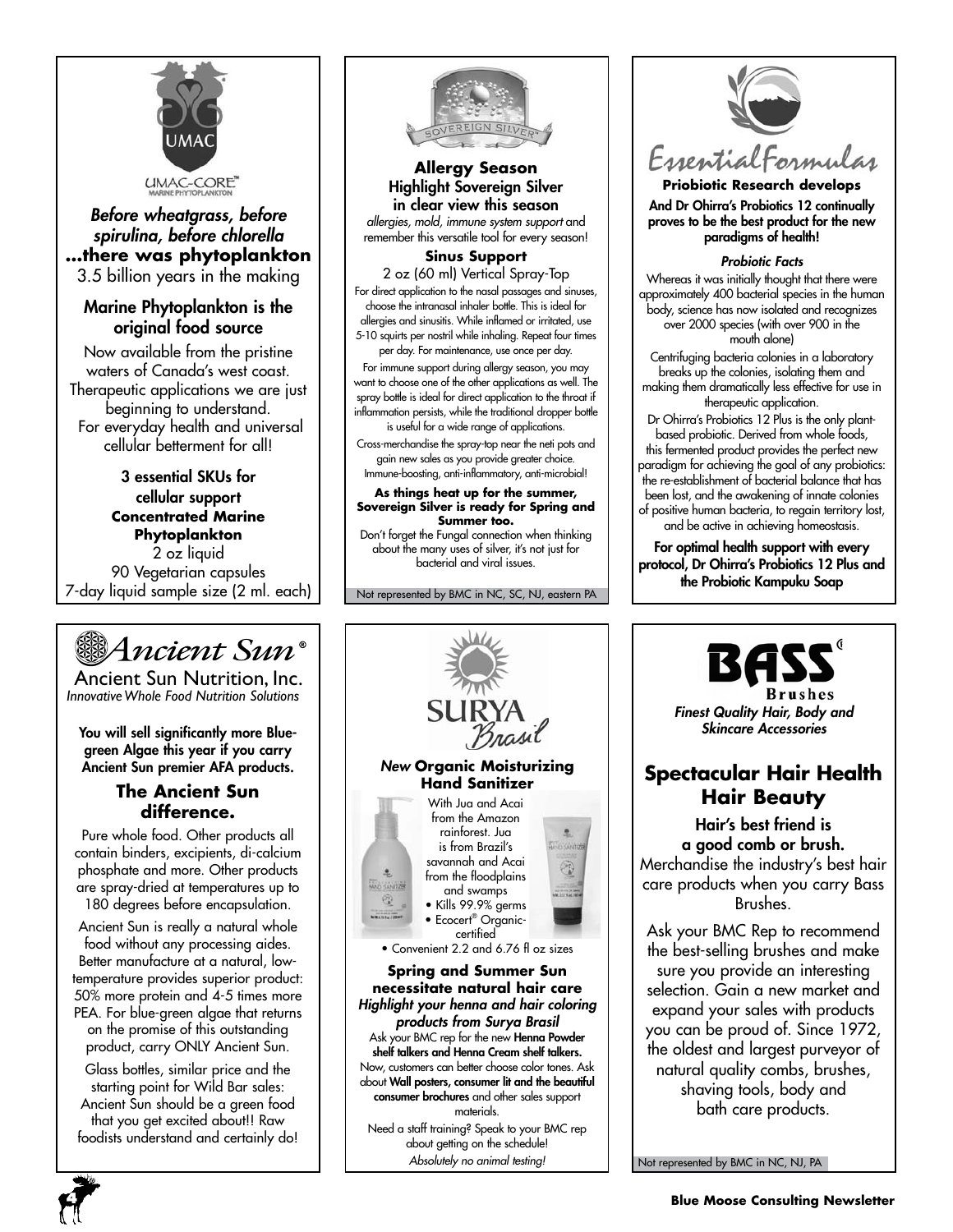## UMAC-CORE™ Marine Phytoplankton

*Before wheatgrass, before spirulina, before chlorella*
**...there was phytoplankton**
3.5 billion years in the making

### Marine Phytoplankton is the original food source

Now available from the pristine waters of Canada's west coast. Therapeutic applications we are just beginning to understand. For everyday health and universal cellular betterment for all!

**3 essential SKUs for cellular support**
**Concentrated Marine Phytoplankton**
2 oz liquid
90 Vegetarian capsules
7-day liquid sample size (2 ml. each)

## Sovereign Silver

**Allergy Season**
**Highlight Sovereign Silver in clear view this season**
*allergies, mold, immune system support* and remember this versatile tool for every season!

**Sinus Support**
2 oz (60 ml) Vertical Spray-Top

For direct application to the nasal passages and sinuses, choose the intranasal inhaler bottle. This is ideal for allergies and sinusitis. While inflamed or irritated, use 5-10 squirts per nostril while inhaling. Repeat four times per day. For maintenance, use once per day.

For immune support during allergy season, you may want to choose one of the other applications as well. The spray bottle is ideal for direct application to the throat if inflammation persists, while the traditional dropper bottle is useful for a wide range of applications.

Cross-merchandise the spray-top near the neti pots and gain new sales as you provide greater choice. Immune-boosting, anti-inflammatory, anti-microbial!

**As things heat up for the summer, Sovereign Silver is ready for Spring and Summer too.**
Don't forget the Fungal connection when thinking about the many uses of silver, it's not just for bacterial and viral issues.

Not represented by BMC in NC, SC, NJ, eastern PA

## Essential Formulas

**Priobiotic Research develops**
**And Dr Ohirra's Probiotics 12 continually proves to be the best product for the new paradigms of health!**

***Probiotic Facts***

Whereas it was initially thought that there were approximately 400 bacterial species in the human body, science has now isolated and recognizes over 2000 species (with over 900 in the mouth alone)

Centrifuging bacteria colonies in a laboratory breaks up the colonies, isolating them and making them dramatically less effective for use in therapeutic application.

Dr Ohirra's Probiotics 12 Plus is the only plant-based probiotic. Derived from whole foods, this fermented product provides the perfect new paradigm for achieving the goal of any probiotics: the re-establishment of bacterial balance that has been lost, and the awakening of innate colonies of positive human bacteria, to regain territory lost, and be active in achieving homeostasis.

**For optimal health support with every protocol, Dr Ohirra's Probiotics 12 Plus and the Probiotic Kampuku Soap**

## Ancient Sun®

Ancient Sun Nutrition, Inc.
*Innovative Whole Food Nutrition Solutions*

**You will sell significantly more Blue-green Algae this year if you carry Ancient Sun premier AFA products.**

### The Ancient Sun difference.

Pure whole food. Other products all contain binders, excipients, di-calcium phosphate and more. Other products are spray-dried at temperatures up to 180 degrees before encapsulation.

Ancient Sun is really a natural whole food without any processing aides. Better manufacture at a natural, low-temperature provides superior product: 50% more protein and 4-5 times more PEA. For blue-green algae that returns on the promise of this outstanding product, carry ONLY Ancient Sun.

Glass bottles, similar price and the starting point for Wild Bar sales: Ancient Sun should be a green food that you get excited about!! Raw foodists understand and certainly do!

## Surya Brasil

***New* Organic Moisturizing Hand Sanitizer**

With Jua and Acai from the Amazon rainforest. Jua is from Brazil's savannah and Acai from the floodplains and swamps

- Kills 99.9% germs
- Ecocert® Organic-certified
- Convenient 2.2 and 6.76 fl oz sizes

**Spring and Summer Sun necessitate natural hair care**
***Highlight your henna and hair coloring products from Surya Brasil***

Ask your BMC rep for the new **Henna Powder shelf talkers and Henna Cream shelf talkers.** Now, customers can better choose color tones. Ask about **Wall posters, consumer lit and the beautiful consumer brochures** and other sales support materials.

Need a staff training? Speak to your BMC rep about getting on the schedule!

*Absolutely no animal testing!*

## BASS Brushes

*Finest Quality Hair, Body and Skincare Accessories*

### Spectacular Hair Health Hair Beauty

**Hair's best friend is a good comb or brush.**
Merchandise the industry's best hair care products when you carry Bass Brushes.

Ask your BMC Rep to recommend the best-selling brushes and make sure you provide an interesting selection. Gain a new market and expand your sales with products you can be proud of. Since 1972, the oldest and largest purveyor of natural quality combs, brushes, shaving tools, body and bath care products.

Not represented by BMC in NC, NJ, PA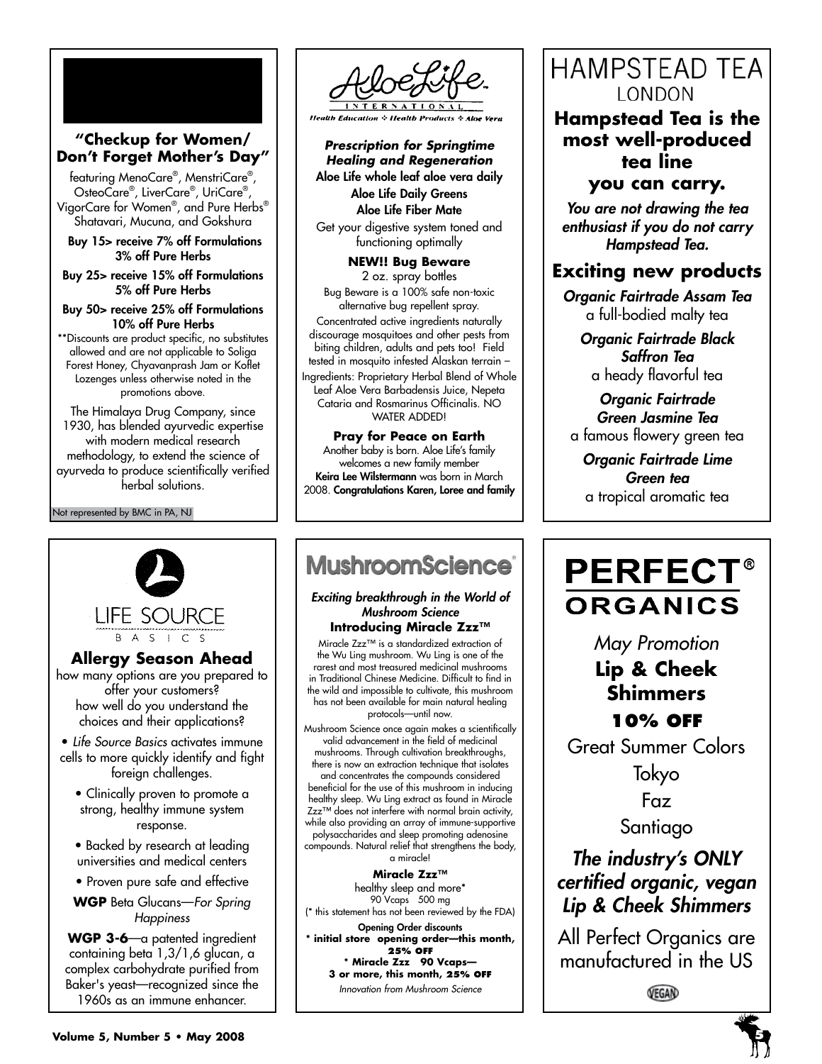## "Checkup for Women/ Don't Forget Mother's Day"

featuring MenoCare®, MenstriCare®, OsteoCare®, LiverCare®, UriCare®, VigorCare for Women®, and Pure Herbs® Shatavari, Mucuna, and Gokshura

**Buy 15> receive 7% off Formulations 3% off Pure Herbs**

**Buy 25> receive 15% off Formulations 5% off Pure Herbs**

**Buy 50> receive 25% off Formulations 10% off Pure Herbs**

**Discounts are product specific, no substitutes allowed and are not applicable to Soliga Forest Honey, Chyavanprash Jam or Koflet Lozenges unless otherwise noted in the promotions above.

The Himalaya Drug Company, since 1930, has blended ayurvedic expertise with modern medical research methodology, to extend the science of ayurveda to produce scientifically verified herbal solutions.

Not represented by BMC in PA, NJ

---

# AloeLife International

Health Education ✣ Health Products ✣ Aloe Vera

***Prescription for Springtime Healing and Regeneration***

**Aloe Life whole leaf aloe vera daily**

**Aloe Life Daily Greens**

**Aloe Life Fiber Mate**

Get your digestive system toned and functioning optimally

**NEW!! Bug Beware**

2 oz. spray bottles

Bug Beware is a 100% safe non-toxic alternative bug repellent spray.

Concentrated active ingredients naturally discourage mosquitoes and other pests from biting children, adults and pets too! Field tested in mosquito infested Alaskan terrain – Ingredients: Proprietary Herbal Blend of Whole Leaf Aloe Vera Barbadensis Juice, Nepeta Cataria and Rosmarinus Officinalis. NO WATER ADDED!

**Pray for Peace on Earth**

Another baby is born. Aloe Life's family welcomes a new family member **Keira Lee Wilstermann** was born in March 2008. **Congratulations Karen, Loree and family**

---

# HAMPSTEAD TEA LONDON

## Hampstead Tea is the most well-produced tea line you can carry.

*You are not drawing the tea enthusiast if you do not carry Hampstead Tea.*

### Exciting new products

***Organic Fairtrade Assam Tea***
a full-bodied malty tea

***Organic Fairtrade Black Saffron Tea***
a heady flavorful tea

***Organic Fairtrade Green Jasmine Tea***
a famous flowery green tea

***Organic Fairtrade Lime Green tea***
a tropical aromatic tea

---

# LIFE SOURCE BASICS

## Allergy Season Ahead

how many options are you prepared to offer your customers?
how well do you understand the choices and their applications?

- *Life Source Basics* activates immune cells to more quickly identify and fight foreign challenges.
- Clinically proven to promote a strong, healthy immune system response.
- Backed by research at leading universities and medical centers
- Proven pure safe and effective

**WGP** Beta Glucans—*For Spring Happiness*

**WGP 3-6**—a patented ingredient containing beta 1,3/1,6 glucan, a complex carbohydrate purified from Baker's yeast—recognized since the 1960s as an immune enhancer.

---

# MushroomScience®

***Exciting breakthrough in the World of Mushroom Science***

**Introducing Miracle Zzz™**

Miracle Zzz™ is a standardized extraction of the Wu Ling mushroom. Wu Ling is one of the rarest and most treasured medicinal mushrooms in Traditional Chinese Medicine. Difficult to find in the wild and impossible to cultivate, this mushroom has not been available for main natural healing protocols—until now.

Mushroom Science once again makes a scientifically valid advancement in the field of medicinal mushrooms. Through cultivation breakthroughs, there is now an extraction technique that isolates and concentrates the compounds considered beneficial for the use of this mushroom in inducing healthy sleep. Wu Ling extract as found in Miracle Zzz™ does not interfere with normal brain activity, while also providing an array of immune-supportive polysaccharides and sleep promoting adenosine compounds. Natural relief that strengthens the body, a miracle!

**Miracle Zzz™**
healthy sleep and more*
90 Vcaps 500 mg
(* this statement has not been reviewed by the FDA)

**Opening Order discounts**
**\* initial store opening order—this month, 25% OFF**
**\* Miracle Zzz 90 Vcaps— 3 or more, this month, 25% OFF**

*Innovation from Mushroom Science*

---

# PERFECT® ORGANICS

*May Promotion*

**Lip & Cheek Shimmers**

**10% OFF**

Great Summer Colors

Tokyo

Faz

Santiago

***The industry's ONLY certified organic, vegan Lip & Cheek Shimmers***

All Perfect Organics are manufactured in the US

VEGAN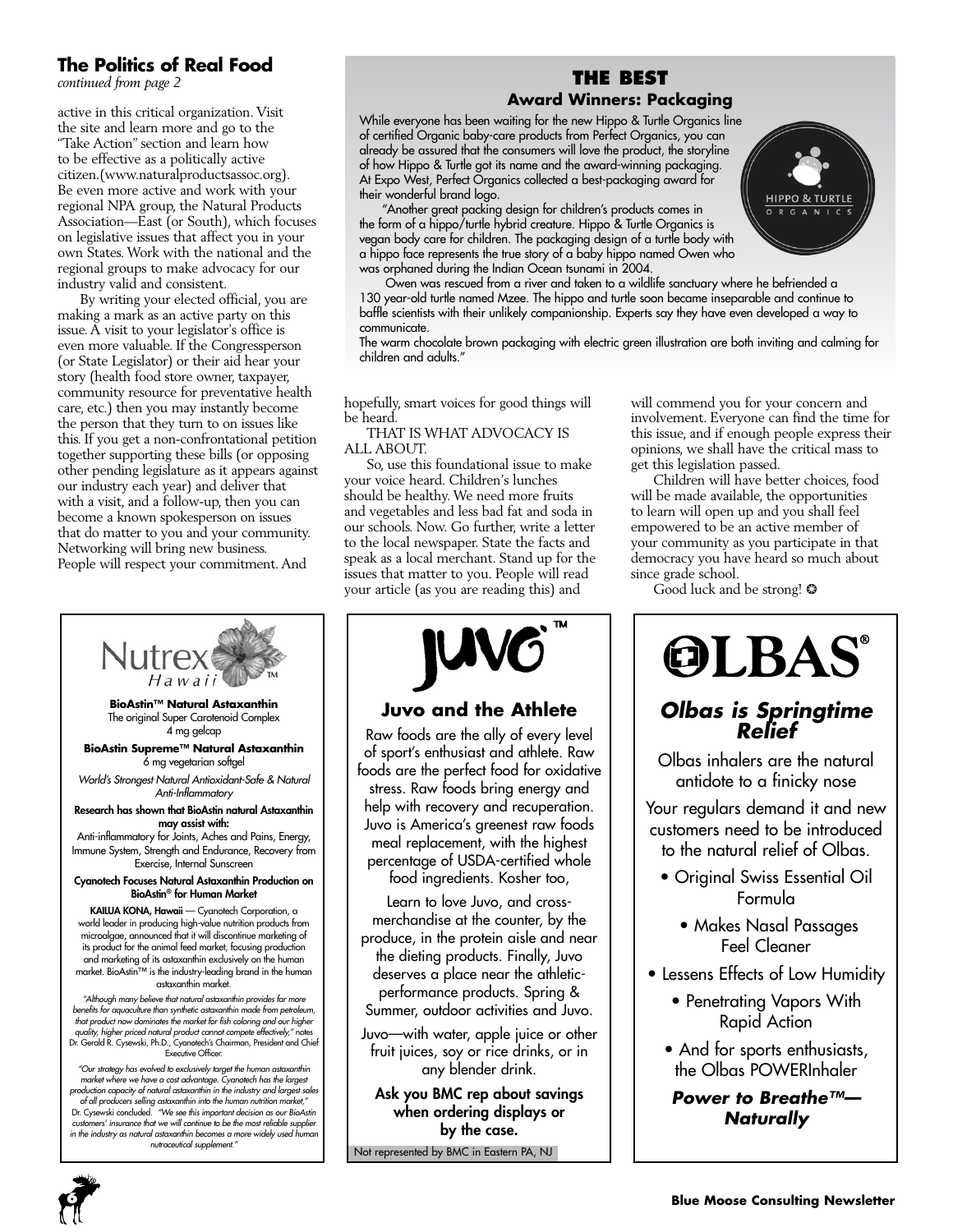## The Politics of Real Food

*continued from page 2*

active in this critical organization. Visit the site and learn more and go to the "Take Action" section and learn how to be effective as a politically active citizen.(www.naturalproductsassoc.org). Be even more active and work with your regional NPA group, the Natural Products Association—East (or South), which focuses on legislative issues that affect you in your own States. Work with the national and the regional groups to make advocacy for our industry valid and consistent.

By writing your elected official, you are making a mark as an active party on this issue. A visit to your legislator's office is even more valuable. If the Congressperson (or State Legislator) or their aid hear your story (health food store owner, taxpayer, community resource for preventative health care, etc.) then you may instantly become the person that they turn to on issues like this. If you get a non-confrontational petition together supporting these bills (or opposing other pending legislature as it appears against our industry each year) and deliver that with a visit, and a follow-up, then you can become a known spokesperson on issues that do matter to you and your community. Networking will bring new business. People will respect your commitment. And hopefully, smart voices for good things will be heard.

THAT IS WHAT ADVOCACY IS ALL ABOUT.

So, use this foundational issue to make your voice heard. Children's lunches should be healthy. We need more fruits and vegetables and less bad fat and soda in our schools. Now. Go further, write a letter to the local newspaper. State the facts and speak as a local merchant. Stand up for the issues that matter to you. People will read your article (as you are reading this) and will commend you for your concern and involvement. Everyone can find the time for this issue, and if enough people express their opinions, we shall have the critical mass to get this legislation passed.

Children will have better choices, food will be made available, the opportunities to learn will open up and you shall feel empowered to be an active member of your community as you participate in that democracy you have heard so much about since grade school.

Good luck and be strong! ✪

## THE BEST

### Award Winners: Packaging

While everyone has been waiting for the new Hippo & Turtle Organics line of certified Organic baby-care products from Perfect Organics, you can already be assured that the consumers will love the product, the storyline of how Hippo & Turtle got its name and the award-winning packaging. At Expo West, Perfect Organics collected a best-packaging award for their wonderful brand logo.

"Another great packing design for children's products comes in the form of a hippo/turtle hybrid creature. Hippo & Turtle Organics is vegan body care for children. The packaging design of a turtle body with a hippo face represents the true story of a baby hippo named Owen who was orphaned during the Indian Ocean tsunami in 2004.

Owen was rescued from a river and taken to a wildlife sanctuary where he befriended a 130 year-old turtle named Mzee. The hippo and turtle soon became inseparable and continue to baffle scientists with their unlikely companionship. Experts say they have even developed a way to communicate.

The warm chocolate brown packaging with electric green illustration are both inviting and calming for children and adults."

HIPPO & TURTLE ORGANICS

---

Nutrex Hawaii™

**BioAstin™ Natural Astaxanthin**
The original Super Carotenoid Complex
4 mg gelcap

**BioAstin Supreme™ Natural Astaxanthin**
6 mg vegetarian softgel

*World's Strongest Natural Antioxidant-Safe & Natural Anti-Inflammatory*

**Research has shown that BioAstin natural Astaxanthin may assist with:**
Anti-inflammatory for Joints, Aches and Pains, Energy, Immune System, Strength and Endurance, Recovery from Exercise, Internal Sunscreen

**Cyanotech Focuses Natural Astaxanthin Production on BioAstin® for Human Market**

**KAILUA KONA, Hawaii** — Cyanotech Corporation, a world leader in producing high-value nutrition products from microalgae, announced that it will discontinue marketing of its product for the animal feed market, focusing production and marketing of its astaxanthin exclusively on the human market. BioAstin™ is the industry-leading brand in the human astaxanthin market.

*"Although many believe that natural astaxanthin provides far more benefits for aquaculture than synthetic astaxanthin made from petroleum, that product now dominates the market for fish coloring and our higher quality, higher priced natural product cannot compete effectively,"* notes Dr. Gerald R. Cysewski, Ph.D., Cyanotech's Chairman, President and Chief Executive Officer.

*"Our strategy has evolved to exclusively target the human astaxanthin market where we have a cost advantage. Cyanotech has the largest production capacity of natural astaxanthin in the industry and largest sales of all producers selling astaxanthin into the human nutrition market,"* Dr. Cysewski concluded. *"We see this important decision as our BioAstin customers' insurance that we will continue to be the most reliable supplier in the industry as natural astaxanthin becomes a more widely used human nutraceutical supplement."*

---

JUVO™

### Juvo and the Athlete

Raw foods are the ally of every level of sport's enthusiast and athlete. Raw foods are the perfect food for oxidative stress. Raw foods bring energy and help with recovery and recuperation. Juvo is America's greenest raw foods meal replacement, with the highest percentage of USDA-certified whole food ingredients. Kosher too,

Learn to love Juvo, and cross-merchandise at the counter, by the produce, in the protein aisle and near the dieting products. Finally, Juvo deserves a place near the athletic-performance products. Spring & Summer, outdoor activities and Juvo.

Juvo—with water, apple juice or other fruit juices, soy or rice drinks, or in any blender drink.

**Ask you BMC rep about savings when ordering displays or by the case.**

Not represented by BMC in Eastern PA, NJ

---

OLBAS®

### *Olbas is Springtime Relief*

Olbas inhalers are the natural antidote to a finicky nose

Your regulars demand it and new customers need to be introduced to the natural relief of Olbas.

- Original Swiss Essential Oil Formula
- Makes Nasal Passages Feel Cleaner
- Lessens Effects of Low Humidity
- Penetrating Vapors With Rapid Action
- And for sports enthusiasts, the Olbas POWERInhaler

***Power to Breathe™—Naturally***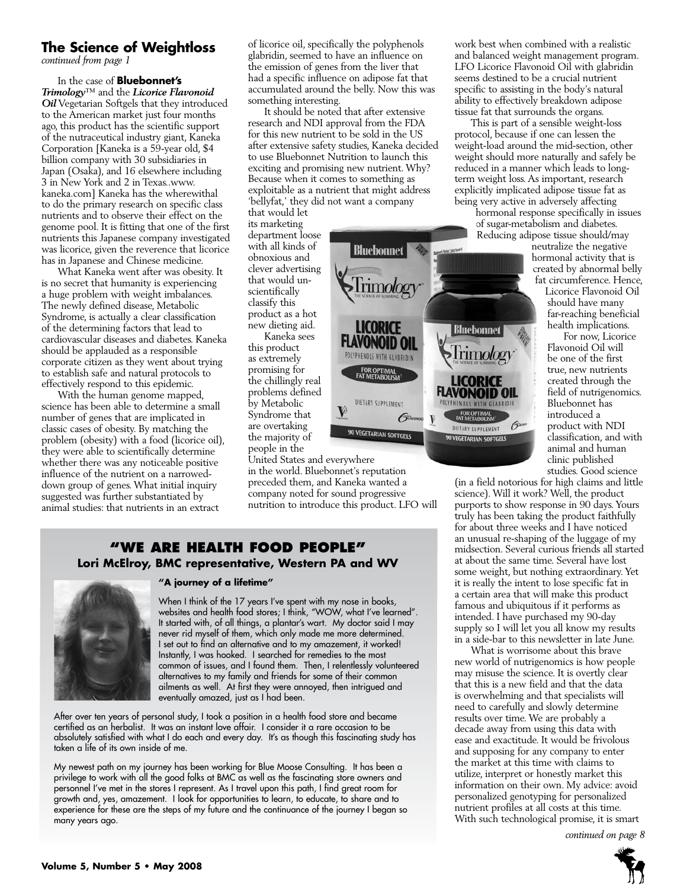## The Science of Weightloss

*continued from page 1*

In the case of ***Bluebonnet's Trimology***™ and the ***Licorice Flavonoid Oil*** Vegetarian Softgels that they introduced to the American market just four months ago, this product has the scientific support of the nutraceutical industry giant, Kaneka Corporation [Kaneka is a 59-year old, $4 billion company with 30 subsidiaries in Japan (Osaka), and 16 elsewhere including 3 in New York and 2 in Texas..www.kaneka.com] Kaneka has the wherewithal to do the primary research on specific class nutrients and to observe their effect on the genome pool. It is fitting that one of the first nutrients this Japanese company investigated was licorice, given the reverence that licorice has in Japanese and Chinese medicine.

What Kaneka went after was obesity. It is no secret that humanity is experiencing a huge problem with weight imbalances. The newly defined disease, Metabolic Syndrome, is actually a clear classification of the determining factors that lead to cardiovascular diseases and diabetes. Kaneka should be applauded as a responsible corporate citizen as they went about trying to establish safe and natural protocols to effectively respond to this epidemic.

With the human genome mapped, science has been able to determine a small number of genes that are implicated in classic cases of obesity. By matching the problem (obesity) with a food (licorice oil), they were able to scientifically determine whether there was any noticeable positive influence of the nutrient on a narrowed-down group of genes. What initial inquiry suggested was further substantiated by animal studies: that nutrients in an extract of licorice oil, specifically the polyphenols glabridin, seemed to have an influence on the emission of genes from the liver that had a specific influence on adipose fat that accumulated around the belly. Now this was something interesting.

It should be noted that after extensive research and NDI approval from the FDA for this new nutrient to be sold in the US after extensive safety studies, Kaneka decided to use Bluebonnet Nutrition to launch this exciting and promising new nutrient. Why? Because when it comes to something as exploitable as a nutrient that might address 'bellyfat,' they did not want a company that would let its marketing department loose with all kinds of obnoxious and clever advertising that would un-scientifically classify this product as a hot new dieting aid.

Kaneka sees this product as extremely promising for the chillingly real problems defined by Metabolic Syndrome that are overtaking the majority of people in the United States and everywhere in the world. Bluebonnet's reputation preceded them, and Kaneka wanted a company noted for sound progressive nutrition to introduce this product. LFO will work best when combined with a realistic and balanced weight management program. LFO Licorice Flavonoid Oil with glabridin seems destined to be a crucial nutrient specific to assisting in the body's natural ability to effectively breakdown adipose tissue fat that surrounds the organs.

This is part of a sensible weight-loss protocol, because if one can lessen the weight-load around the mid-section, other weight should more naturally and safely be reduced in a manner which leads to long-term weight loss. As important, research explicitly implicated adipose tissue fat as being very active in adversely affecting hormonal response specifically in issues of sugar-metabolism and diabetes. Reducing adipose tissue should/may neutralize the negative hormonal activity that is created by abnormal belly fat circumference. Hence, Licorice Flavonoid Oil should have many far-reaching beneficial health implications.

For now, Licorice Flavonoid Oil will be one of the first true, new nutrients created through the field of nutrigenomics. Bluebonnet has introduced a product with NDI classification, and with animal and human clinic published studies. Good science (in a field notorious for high claims and little science). Will it work? Well, the product purports to show response in 90 days. Yours truly has been taking the product faithfully for about three weeks and I have noticed an unusual re-shaping of the luggage of my midsection. Several curious friends all started at about the same time. Several have lost some weight, but nothing extraordinary. Yet it is really the intent to lose specific fat in a certain area that will make this product famous and ubiquitous if it performs as intended. I have purchased my 90-day supply so I will let you all know my results in a side-bar to this newsletter in late June.

What is worrisome about this brave new world of nutrigenomics is how people may misuse the science. It is overtly clear that this is a new field and that the data is overwhelming and that specialists will need to carefully and slowly determine results over time. We are probably a decade away from using this data with ease and exactitude. It would be frivolous and supposing for any company to enter the market at this time with claims to utilize, interpret or honestly market this information on their own. My advice: avoid personalized genotyping for personalized nutrient profiles at all costs at this time. With such technological promise, it is smart

*continued on page 8*

---

## "WE ARE HEALTH FOOD PEOPLE"

**Lori McElroy, BMC representative, Western PA and WV**

**"A journey of a lifetime"**

When I think of the 17 years I've spent with my nose in books, websites and health food stores; I think, "WOW, what I've learned". It started with, of all things, a plantar's wart. My doctor said I may never rid myself of them, which only made me more determined. I set out to find an alternative and to my amazement, it worked! Instantly, I was hooked. I searched for remedies to the most common of issues, and I found them. Then, I relentlessly volunteered alternatives to my family and friends for some of their common ailments as well. At first they were annoyed, then intrigued and eventually amazed, just as I had been.

After over ten years of personal study, I took a position in a health food store and became certified as an herbalist. It was an instant love affair. I consider it a rare occasion to be absolutely satisfied with what I do each and every day. It's as though this fascinating study has taken a life of its own inside of me.

My newest path on my journey has been working for Blue Moose Consulting. It has been a privilege to work with all the good folks at BMC as well as the fascinating store owners and personnel I've met in the stores I represent. As I travel upon this path, I find great room for growth and, yes, amazement. I look for opportunities to learn, to educate, to share and to experience for these are the steps of my future and the continuance of the journey I began so many years ago.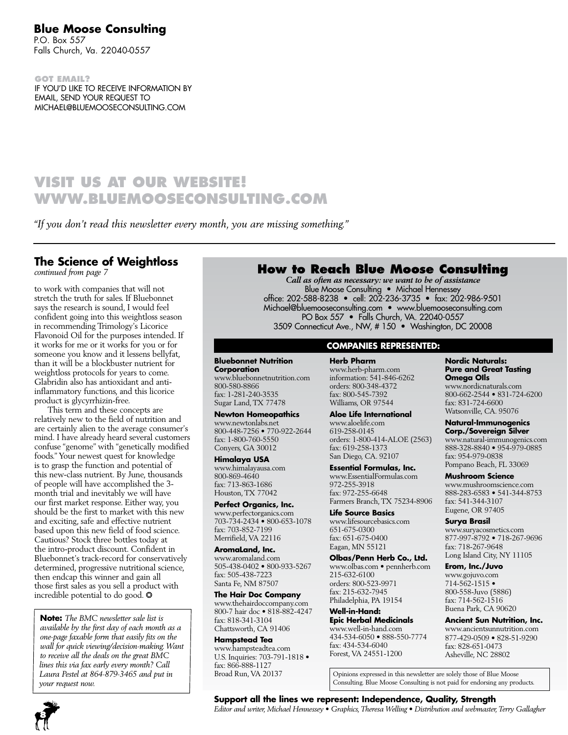**Blue Moose Consulting**
P.O. Box 557
Falls Church, Va. 22040-0557

**GOT EMAIL?**
IF YOU'D LIKE TO RECEIVE INFORMATION BY EMAIL, SEND YOUR REQUEST TO MICHAEL@BLUEMOOSECONSULTING.COM

## VISIT US AT OUR WEBSITE! WWW.BLUEMOOSECONSULTING.COM

*"If you don't read this newsletter every month, you are missing something."*

## The Science of Weightloss

*continued from page 7*

to work with companies that will not stretch the truth for sales. If Bluebonnet says the research is sound, I would feel confident going into this weightloss season in recommending Trimology's Licorice Flavonoid Oil for the purposes intended. If it works for me or it works for you or for someone you know and it lessens bellyfat, than it will be a blockbuster nutrient for weightloss protocols for years to come. Glabridin also has antioxidant and anti-inflammatory functions, and this licorice product is glycyrrhizin-free.

This term and these concepts are relatively new to the field of nutrition and are certainly alien to the average consumer's mind. I have already heard several customers confuse "genome" with "genetically modified foods." Your newest quest for knowledge is to grasp the function and potential of this new-class nutrient. By June, thousands of people will have accomplished the 3-month trial and inevitably we will have our first market response. Either way, you should be the first to market with this new and exciting, safe and effective nutrient based upon this new field of food science. Cautious? Stock three bottles today at the intro-product discount. Confident in Bluebonnet's track-record for conservatively determined, progressive nutritional science, then endcap this winner and gain all those first sales as you sell a product with incredible potential to do good. ✪

**Note:** *The BMC newsletter sale list is available by the first day of each month as a one-page faxable form that easily fits on the wall for quick viewing/decision-making. Want to receive all the deals on the great BMC lines this via fax early every month? Call Laura Pestel at 864-879-3465 and put in your request now.*

## How to Reach Blue Moose Consulting

*Call as often as necessary: we want to be of assistance*
Blue Moose Consulting • Michael Hennessey
office: 202-588-8238 • cell: 202-236-3735 • fax: 202-986-9501
Michael@bluemooseconsulting.com • www.bluemooseconsulting.com
PO Box 557 • Falls Church, VA. 22040-0557
3509 Connecticut Ave., NW, # 150 • Washington, DC 20008

### COMPANIES REPRESENTED:

**Bluebonnet Nutrition Corporation**
www.bluebonnetnutrition.com
800-580-8866
fax: 1-281-240-3535
Sugar Land, TX 77478

**Newton Homeopathics**
www.newtonlabs.net
800-448-7256 • 770-922-2644
fax: 1-800-760-5550
Conyers, GA 30012

**Himalaya USA**
www.himalayausa.com
800-869-4640
fax: 713-863-1686
Houston, TX 77042

**Perfect Organics, Inc.**
www.perfectorganics.com
703-734-2434 • 800-653-1078
fax: 703-852-7199
Merrifield, VA 22116

**AromaLand, Inc.**
www.aromaland.com
505-438-0402 • 800-933-5267
fax: 505-438-7223
Santa Fe, NM 87507

**The Hair Doc Company**
www.thehairdoccompany.com
800-7 hair doc • 818-882-4247
fax: 818-341-3104
Chattsworth, CA 91406

**Hampstead Tea**
www.hampsteadtea.com
U.S. Inquiries: 703-791-1818 •
fax: 866-888-1127
Broad Run, VA 20137

**Herb Pharm**
www.herb-pharm.com
information: 541-846-6262
orders: 800-348-4372
fax: 800-545-7392
Williams, OR 97544

**Aloe Life International**
www.aloelife.com
619-258-0145
orders: 1-800-414-ALOE (2563)
fax: 619-258-1373
San Diego, CA. 92107

**Essential Formulas, Inc.**
www.EssentialFormulas.com
972-255-3918
fax: 972-255-6648
Farmers Branch, TX 75234-8906

**Life Source Basics**
www.lifesourcebasics.com
651-675-0300
fax: 651-675-0400
Eagan, MN 55121

**Olbas/Penn Herb Co., Ltd.**
www.olbas.com • pennherb.com
215-632-6100
orders: 800-523-9971
fax: 215-632-7945
Philadelphia, PA 19154

**Well-in-Hand: Epic Herbal Medicinals**
www.well-in-hand.com
434-534-6050 • 888-550-7774
fax: 434-534-6040
Forest, VA 24551-1200

**Nordic Naturals: Pure and Great Tasting Omega Oils**
www.nordicnaturals.com
800-662-2544 • 831-724-6200
fax: 831-724-6600
Watsonville, CA. 95076

**Natural-Immunogenics Corp./Sovereign Silver**
www.natural-immunogenics.com
888-328-8840 • 954-979-0885
fax: 954-979-0838
Pompano Beach, FL 33069

**Mushroom Science**
www.mushroomscience.com
888-283-6583 • 541-344-8753
fax: 541-344-3107
Eugene, OR 97405

**Surya Brasil**
www.suryacosmetics.com
877-997-8792 • 718-267-9696
fax: 718-267-9648
Long Island City, NY 11105

**Erom, Inc./Juvo**
www.gojuvo.com
714-562-1515 •
800-558-Juvo (5886)
fax: 714-562-1516
Buena Park, CA 90620

**Ancient Sun Nutrition, Inc.**
www.ancientsunnutrition.com
877-429-0509 • 828-51-9290
fax: 828-651-0473
Asheville, NC 28802

Opinions expressed in this newsletter are solely those of Blue Moose Consulting. Blue Moose Consulting is not paid for endorsing any products.

**Support all the lines we represent: Independence, Quality, Strength**
*Editor and writer, Michael Hennessey • Graphics, Theresa Welling • Distribution and webmaster, Terry Gallagher*